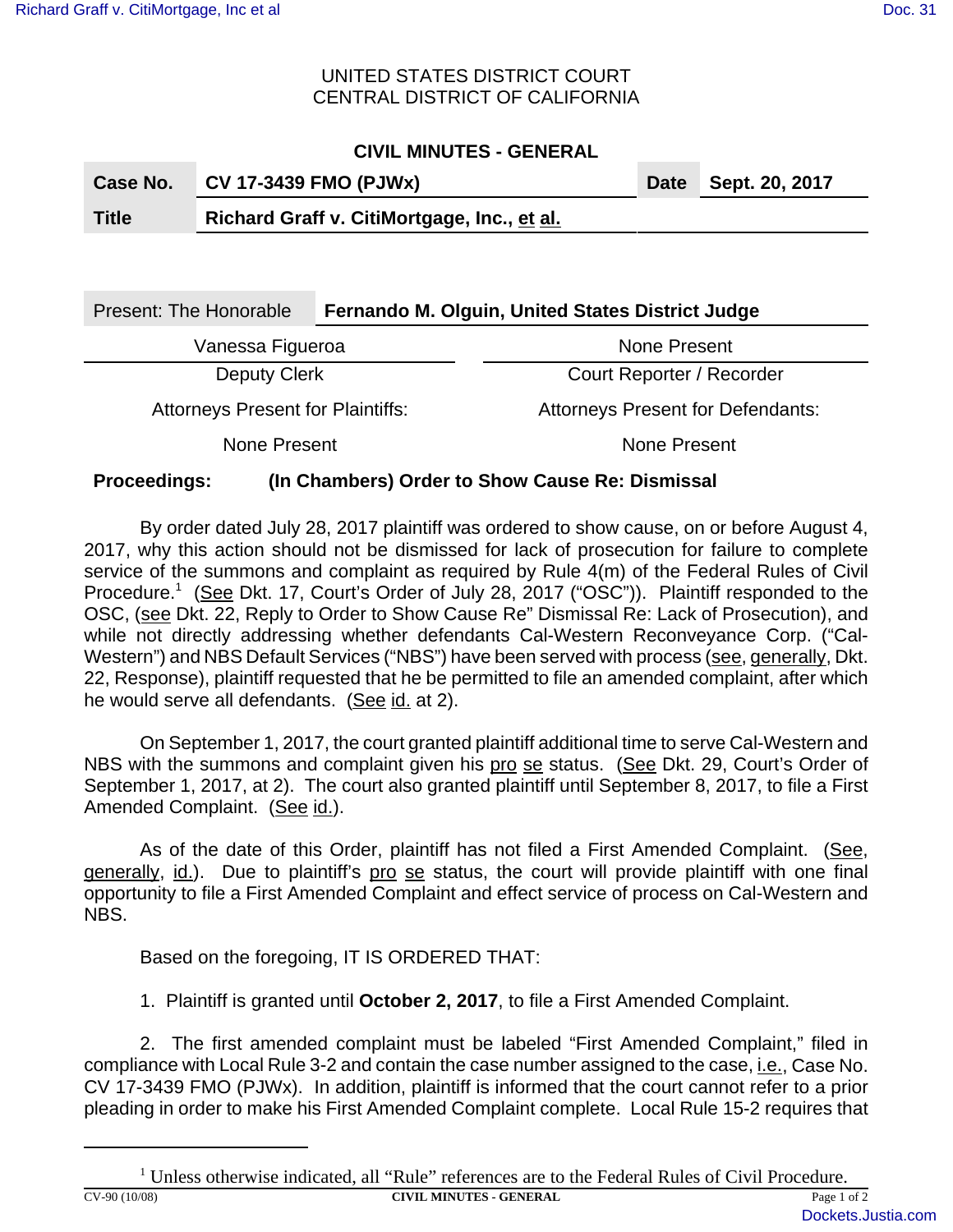UNITED STATES DISTRICT COURT
CENTRAL DISTRICT OF CALIFORNIA

**CIVIL MINUTES - GENERAL**

| **Case No.** | **CV 17-3439 FMO (PJWx)** | **Date** | **Sept. 20, 2017** |
|---|---|---|---|
| **Title** | **Richard Graff v. CitiMortgage, Inc., et al.** | | |

| Present: The Honorable | **Fernando M. Olguin, United States District Judge** |
|---|---|
| Vanessa Figueroa | None Present |
| Deputy Clerk | Court Reporter / Recorder |
| Attorneys Present for Plaintiffs: | Attorneys Present for Defendants: |
| None Present | None Present |

**Proceedings: (In Chambers) Order to Show Cause Re: Dismissal**

By order dated July 28, 2017 plaintiff was ordered to show cause, on or before August 4, 2017, why this action should not be dismissed for lack of prosecution for failure to complete service of the summons and complaint as required by Rule 4(m) of the Federal Rules of Civil Procedure.[1] (See Dkt. 17, Court's Order of July 28, 2017 ("OSC")). Plaintiff responded to the OSC, (see Dkt. 22, Reply to Order to Show Cause Re" Dismissal Re: Lack of Prosecution), and while not directly addressing whether defendants Cal-Western Reconveyance Corp. ("Cal-Western") and NBS Default Services ("NBS") have been served with process (see, generally, Dkt. 22, Response), plaintiff requested that he be permitted to file an amended complaint, after which he would serve all defendants. (See id. at 2).

On September 1, 2017, the court granted plaintiff additional time to serve Cal-Western and NBS with the summons and complaint given his pro se status. (See Dkt. 29, Court's Order of September 1, 2017, at 2). The court also granted plaintiff until September 8, 2017, to file a First Amended Complaint. (See id.).

As of the date of this Order, plaintiff has not filed a First Amended Complaint. (See, generally, id.). Due to plaintiff's pro se status, the court will provide plaintiff with one final opportunity to file a First Amended Complaint and effect service of process on Cal-Western and NBS.

Based on the foregoing, IT IS ORDERED THAT:

1. Plaintiff is granted until **October 2, 2017**, to file a First Amended Complaint.

2. The first amended complaint must be labeled "First Amended Complaint," filed in compliance with Local Rule 3-2 and contain the case number assigned to the case, i.e., Case No. CV 17-3439 FMO (PJWx). In addition, plaintiff is informed that the court cannot refer to a prior pleading in order to make his First Amended Complaint complete. Local Rule 15-2 requires that

[1] Unless otherwise indicated, all "Rule" references are to the Federal Rules of Civil Procedure.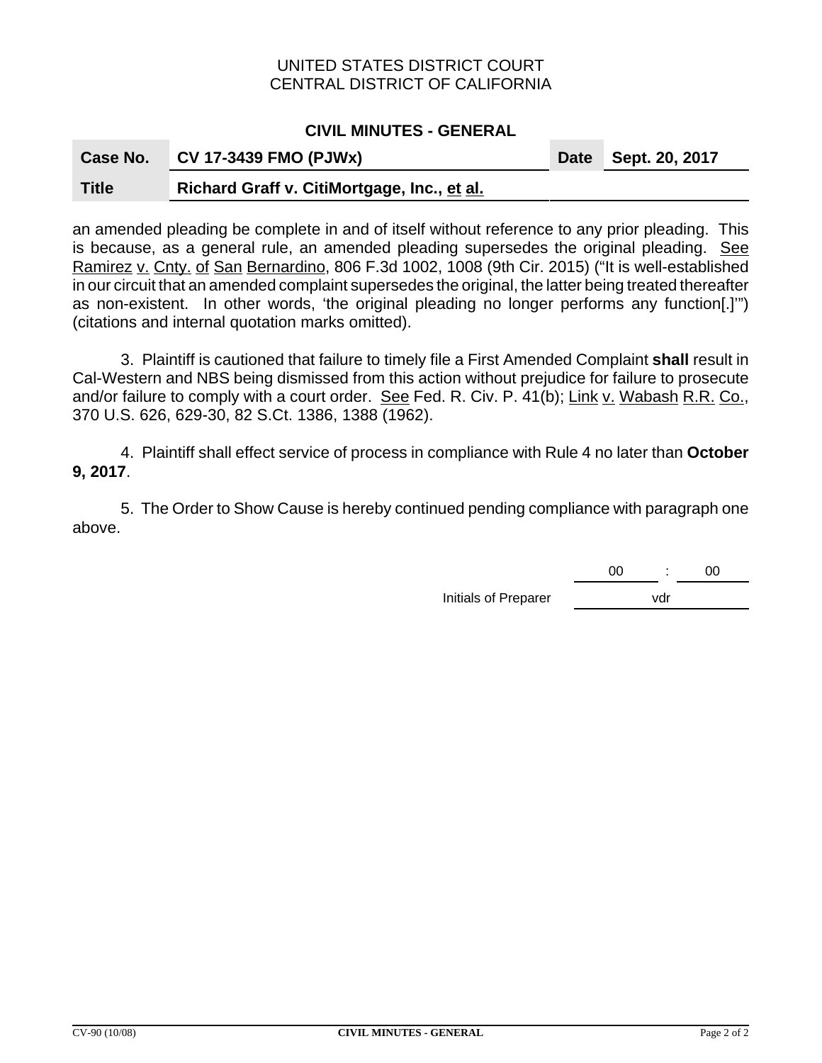UNITED STATES DISTRICT COURT
CENTRAL DISTRICT OF CALIFORNIA

**CIVIL MINUTES - GENERAL**

| | | | |
|---|---|---|---|
| **Case No.** | **CV 17-3439 FMO (PJWx)** | **Date** | **Sept. 20, 2017** |
| **Title** | **Richard Graff v. CitiMortgage, Inc., et al.** | | |

an amended pleading be complete in and of itself without reference to any prior pleading. This is because, as a general rule, an amended pleading supersedes the original pleading. See Ramirez v. Cnty. of San Bernardino, 806 F.3d 1002, 1008 (9th Cir. 2015) ("It is well-established in our circuit that an amended complaint supersedes the original, the latter being treated thereafter as non-existent. In other words, 'the original pleading no longer performs any function[.]'") (citations and internal quotation marks omitted).

3. Plaintiff is cautioned that failure to timely file a First Amended Complaint **shall** result in Cal-Western and NBS being dismissed from this action without prejudice for failure to prosecute and/or failure to comply with a court order. See Fed. R. Civ. P. 41(b); Link v. Wabash R.R. Co., 370 U.S. 626, 629-30, 82 S.Ct. 1386, 1388 (1962).

4. Plaintiff shall effect service of process in compliance with Rule 4 no later than **October 9, 2017**.

5. The Order to Show Cause is hereby continued pending compliance with paragraph one above.

00 : 00

Initials of Preparer vdr